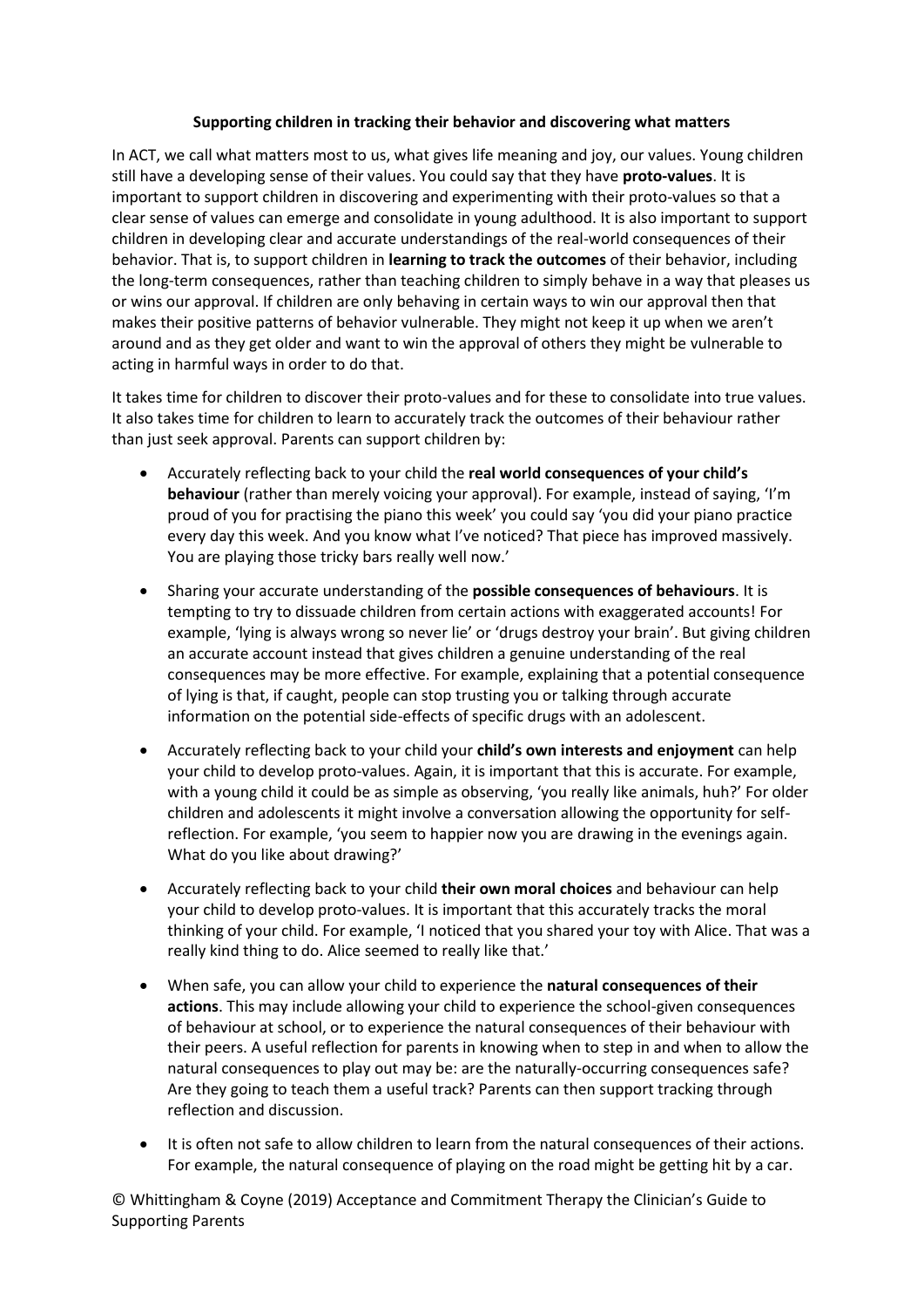**Supporting children in tracking their behavior and discovering what matters**

In ACT, we call what matters most to us, what gives life meaning and joy, our values. Young children still have a developing sense of their values. You could say that they have **proto-values**. It is important to support children in discovering and experimenting with their proto-values so that a clear sense of values can emerge and consolidate in young adulthood. It is also important to support children in developing clear and accurate understandings of the real-world consequences of their behavior. That is, to support children in **learning to track the outcomes** of their behavior, including the long-term consequences, rather than teaching children to simply behave in a way that pleases us or wins our approval. If children are only behaving in certain ways to win our approval then that makes their positive patterns of behavior vulnerable. They might not keep it up when we aren't around and as they get older and want to win the approval of others they might be vulnerable to acting in harmful ways in order to do that.

It takes time for children to discover their proto-values and for these to consolidate into true values. It also takes time for children to learn to accurately track the outcomes of their behaviour rather than just seek approval. Parents can support children by:

- Accurately reflecting back to your child the **real world consequences of your child's behaviour** (rather than merely voicing your approval). For example, instead of saying, 'I'm proud of you for practising the piano this week' you could say 'you did your piano practice every day this week. And you know what I've noticed? That piece has improved massively. You are playing those tricky bars really well now.'
- Sharing your accurate understanding of the **possible consequences of behaviours**. It is tempting to try to dissuade children from certain actions with exaggerated accounts! For example, 'lying is always wrong so never lie' or 'drugs destroy your brain'. But giving children an accurate account instead that gives children a genuine understanding of the real consequences may be more effective. For example, explaining that a potential consequence of lying is that, if caught, people can stop trusting you or talking through accurate information on the potential side-effects of specific drugs with an adolescent.
- Accurately reflecting back to your child your **child's own interests and enjoyment** can help your child to develop proto-values. Again, it is important that this is accurate. For example, with a young child it could be as simple as observing, 'you really like animals, huh?' For older children and adolescents it might involve a conversation allowing the opportunity for self-reflection. For example, 'you seem to happier now you are drawing in the evenings again. What do you like about drawing?'
- Accurately reflecting back to your child **their own moral choices** and behaviour can help your child to develop proto-values. It is important that this accurately tracks the moral thinking of your child. For example, 'I noticed that you shared your toy with Alice. That was a really kind thing to do. Alice seemed to really like that.'
- When safe, you can allow your child to experience the **natural consequences of their actions**. This may include allowing your child to experience the school-given consequences of behaviour at school, or to experience the natural consequences of their behaviour with their peers. A useful reflection for parents in knowing when to step in and when to allow the natural consequences to play out may be: are the naturally-occurring consequences safe? Are they going to teach them a useful track? Parents can then support tracking through reflection and discussion.
- It is often not safe to allow children to learn from the natural consequences of their actions. For example, the natural consequence of playing on the road might be getting hit by a car.

© Whittingham & Coyne (2019) Acceptance and Commitment Therapy the Clinician's Guide to Supporting Parents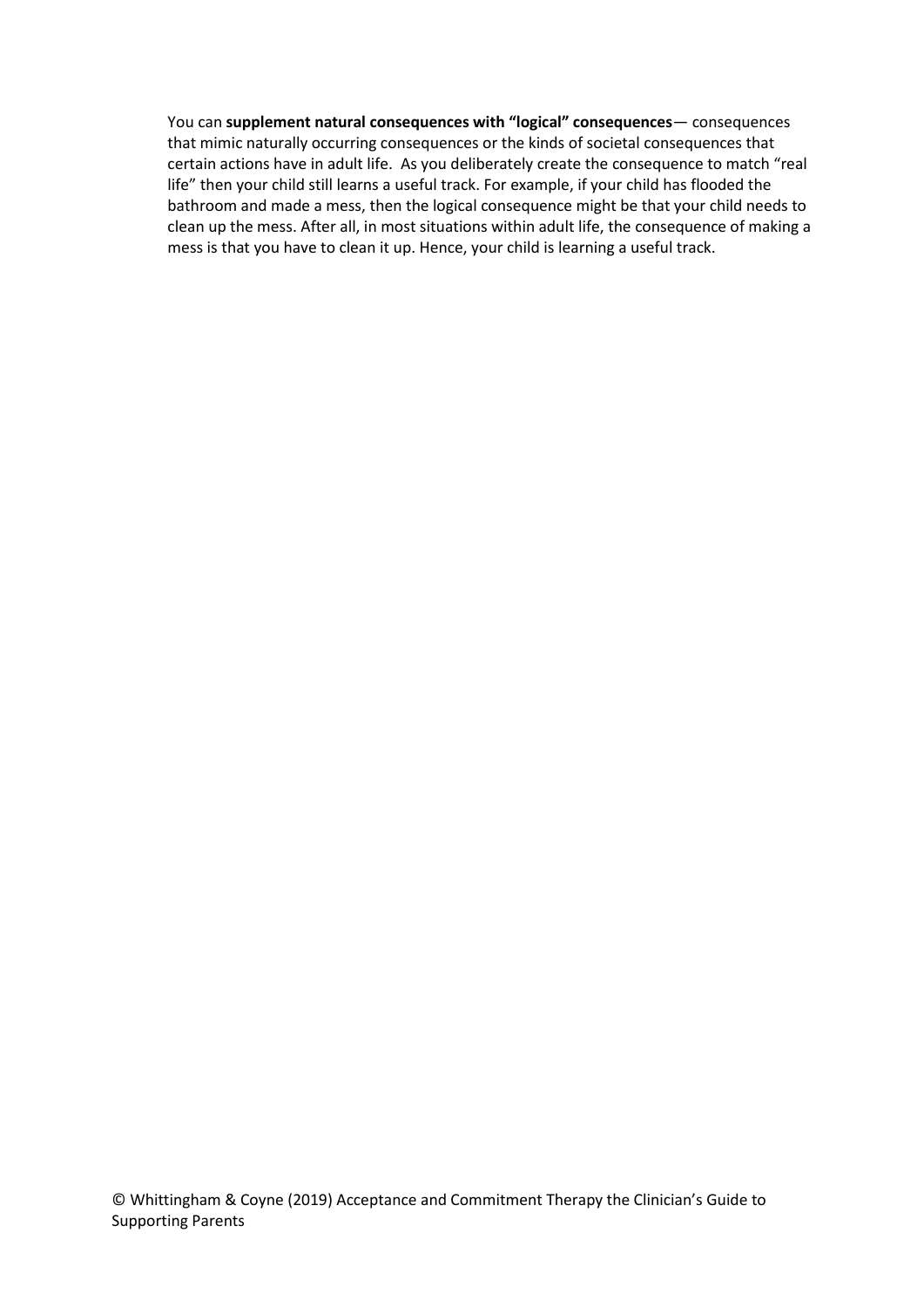You can **supplement natural consequences with "logical" consequences**— consequences that mimic naturally occurring consequences or the kinds of societal consequences that certain actions have in adult life. As you deliberately create the consequence to match "real life" then your child still learns a useful track. For example, if your child has flooded the bathroom and made a mess, then the logical consequence might be that your child needs to clean up the mess. After all, in most situations within adult life, the consequence of making a mess is that you have to clean it up. Hence, your child is learning a useful track.